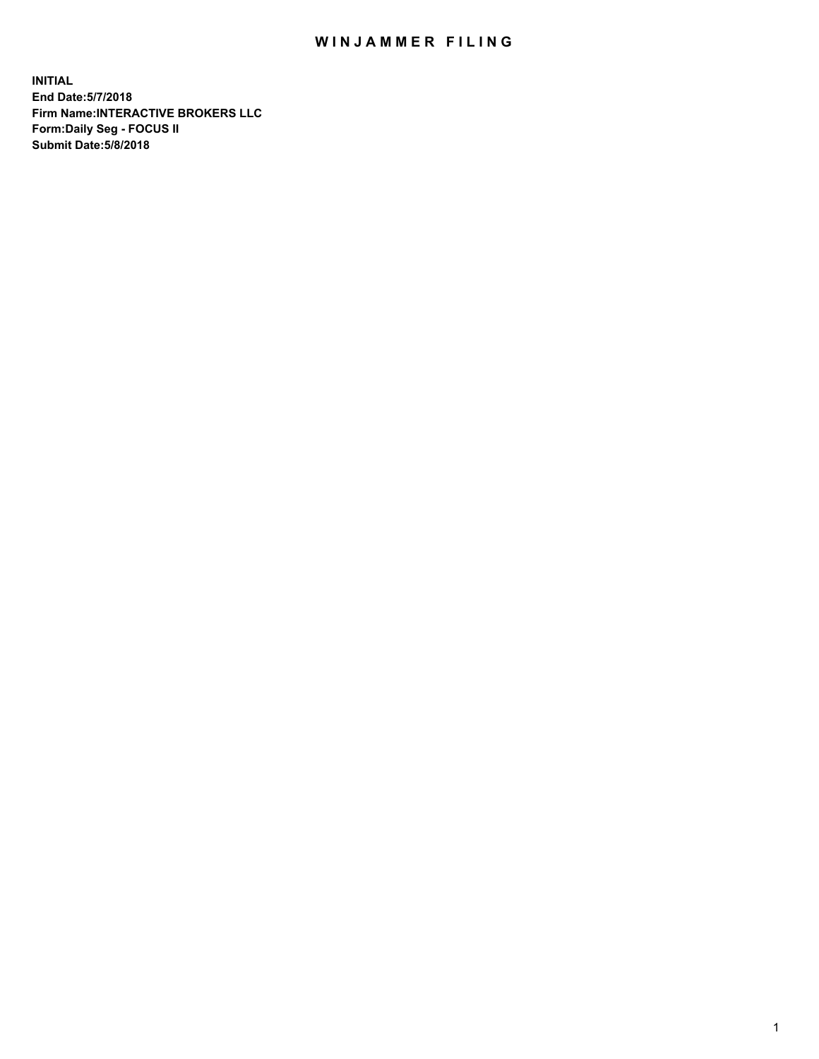# WINJAMMER FILING

**INITIAL**
**End Date:5/7/2018**
**Firm Name:INTERACTIVE BROKERS LLC**
**Form:Daily Seg - FOCUS II**
**Submit Date:5/8/2018**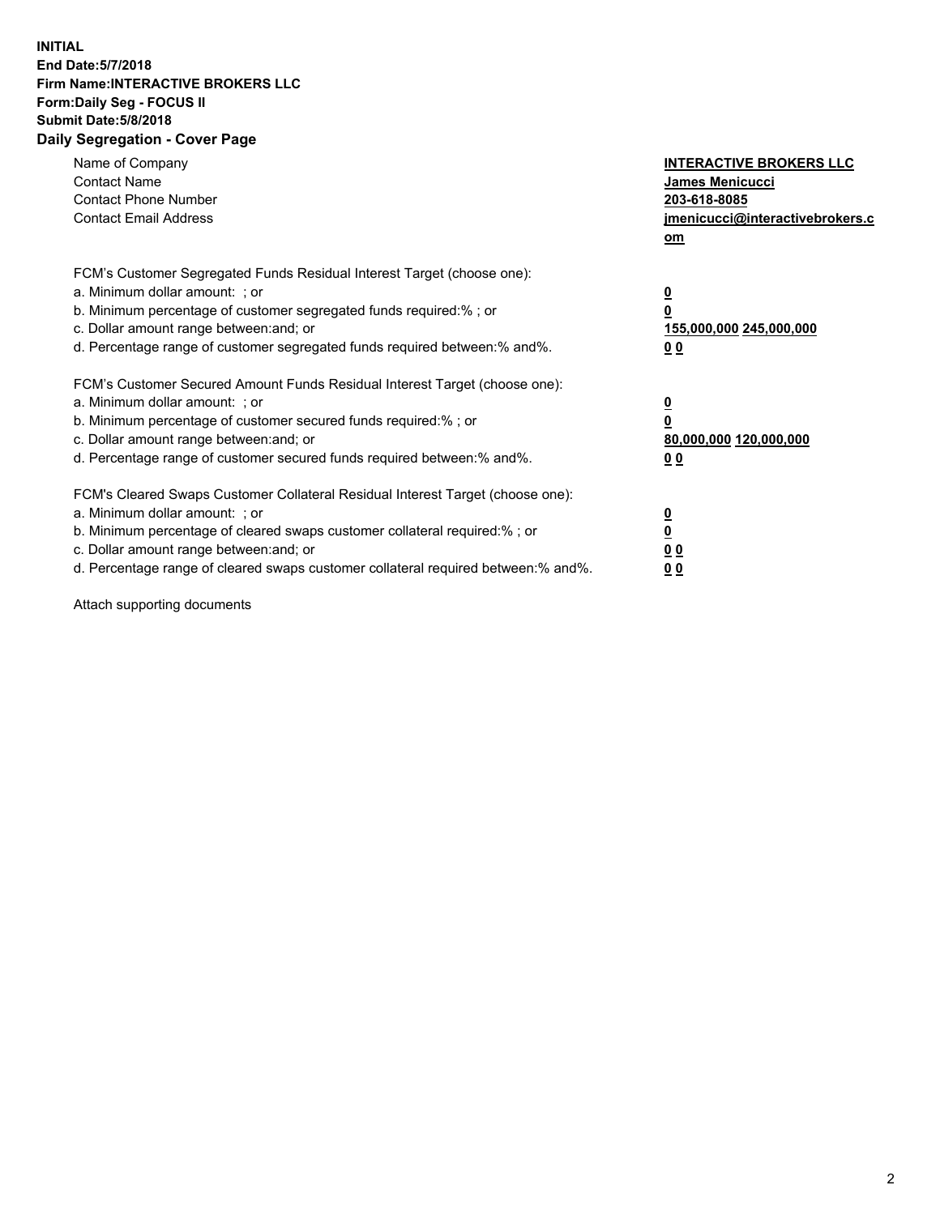**INITIAL**
**End Date:5/7/2018**
**Firm Name:INTERACTIVE BROKERS LLC**
**Form:Daily Seg - FOCUS II**
**Submit Date:5/8/2018**

## Daily Segregation - Cover Page

| | |
|---|---|
| Name of Company | **INTERACTIVE BROKERS LLC** |
| Contact Name | **James Menicucci** |
| Contact Phone Number | **203-618-8085** |
| Contact Email Address | **jmenicucci@interactivebrokers.com** |

FCM's Customer Segregated Funds Residual Interest Target (choose one):

| | |
|---|---|
| a. Minimum dollar amount: ; or | **0** |
| b. Minimum percentage of customer segregated funds required:% ; or | **0** |
| c. Dollar amount range between:and; or | **155,000,000 245,000,000** |
| d. Percentage range of customer segregated funds required between:% and%. | **0 0** |

FCM's Customer Secured Amount Funds Residual Interest Target (choose one):

| | |
|---|---|
| a. Minimum dollar amount: ; or | **0** |
| b. Minimum percentage of customer secured funds required:% ; or | **0** |
| c. Dollar amount range between:and; or | **80,000,000 120,000,000** |
| d. Percentage range of customer secured funds required between:% and%. | **0 0** |

FCM's Cleared Swaps Customer Collateral Residual Interest Target (choose one):

| | |
|---|---|
| a. Minimum dollar amount: ; or | **0** |
| b. Minimum percentage of cleared swaps customer collateral required:% ; or | **0** |
| c. Dollar amount range between:and; or | **0 0** |
| d. Percentage range of cleared swaps customer collateral required between:% and%. | **0 0** |

Attach supporting documents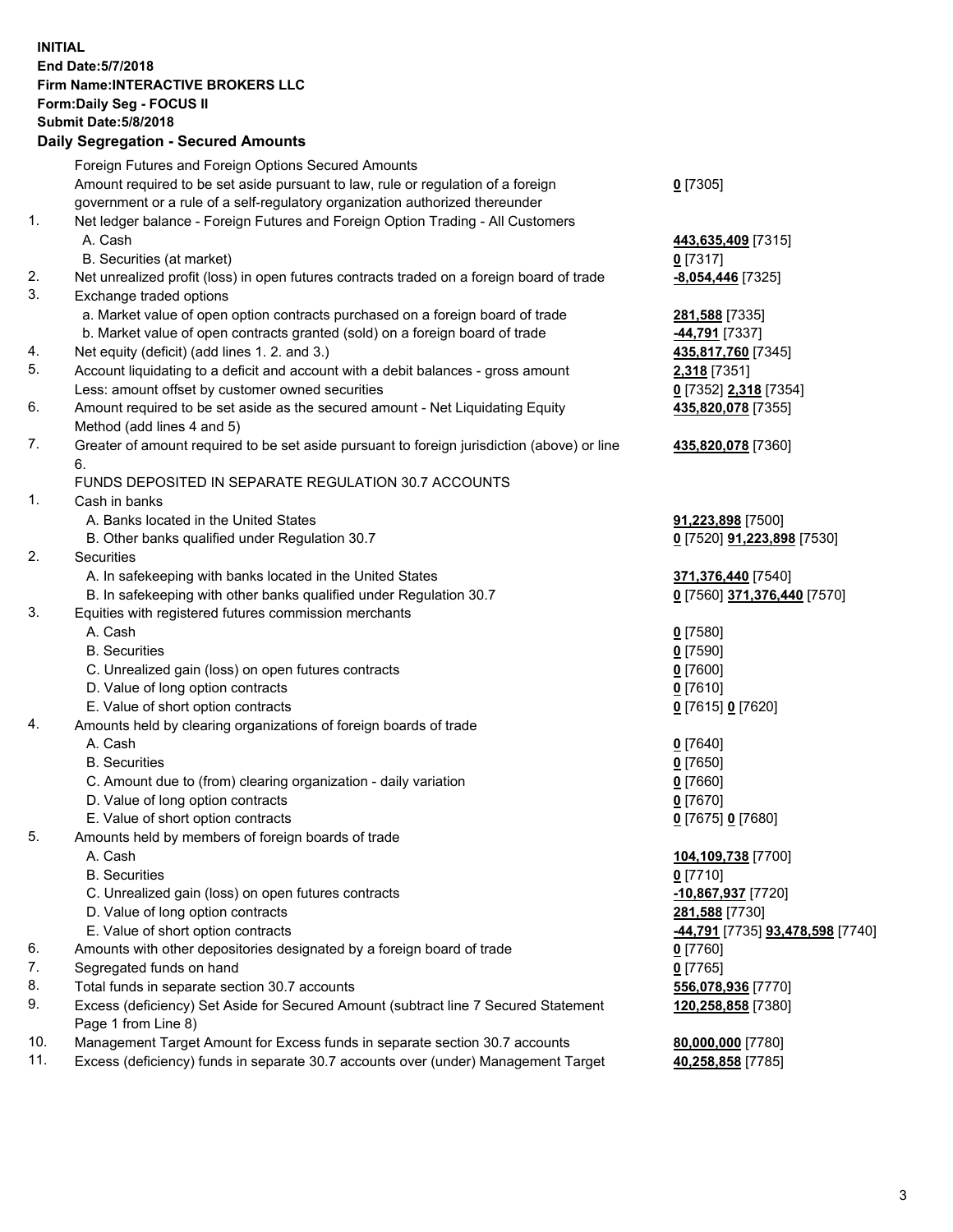**INITIAL**
**End Date:5/7/2018**
**Firm Name:INTERACTIVE BROKERS LLC**
**Form:Daily Seg - FOCUS II**
**Submit Date:5/8/2018**

## Daily Segregation - Secured Amounts

| | | |
|---|---|---|
| | Foreign Futures and Foreign Options Secured Amounts | |
| | Amount required to be set aside pursuant to law, rule or regulation of a foreign government or a rule of a self-regulatory organization authorized thereunder | **0** [7305] |
| 1. | Net ledger balance - Foreign Futures and Foreign Option Trading - All Customers | |
| | A. Cash | **443,635,409** [7315] |
| | B. Securities (at market) | **0** [7317] |
| 2. | Net unrealized profit (loss) in open futures contracts traded on a foreign board of trade | **-8,054,446** [7325] |
| 3. | Exchange traded options | |
| | a. Market value of open option contracts purchased on a foreign board of trade | **281,588** [7335] |
| | b. Market value of open contracts granted (sold) on a foreign board of trade | **-44,791** [7337] |
| 4. | Net equity (deficit) (add lines 1. 2. and 3.) | **435,817,760** [7345] |
| 5. | Account liquidating to a deficit and account with a debit balances - gross amount | **2,318** [7351] |
| | Less: amount offset by customer owned securities | **0** [7352] **2,318** [7354] |
| 6. | Amount required to be set aside as the secured amount - Net Liquidating Equity Method (add lines 4 and 5) | **435,820,078** [7355] |
| 7. | Greater of amount required to be set aside pursuant to foreign jurisdiction (above) or line 6. | **435,820,078** [7360] |
| | FUNDS DEPOSITED IN SEPARATE REGULATION 30.7 ACCOUNTS | |
| 1. | Cash in banks | |
| | A. Banks located in the United States | **91,223,898** [7500] |
| | B. Other banks qualified under Regulation 30.7 | **0** [7520] **91,223,898** [7530] |
| 2. | Securities | |
| | A. In safekeeping with banks located in the United States | **371,376,440** [7540] |
| | B. In safekeeping with other banks qualified under Regulation 30.7 | **0** [7560] **371,376,440** [7570] |
| 3. | Equities with registered futures commission merchants | |
| | A. Cash | **0** [7580] |
| | B. Securities | **0** [7590] |
| | C. Unrealized gain (loss) on open futures contracts | **0** [7600] |
| | D. Value of long option contracts | **0** [7610] |
| | E. Value of short option contracts | **0** [7615] **0** [7620] |
| 4. | Amounts held by clearing organizations of foreign boards of trade | |
| | A. Cash | **0** [7640] |
| | B. Securities | **0** [7650] |
| | C. Amount due to (from) clearing organization - daily variation | **0** [7660] |
| | D. Value of long option contracts | **0** [7670] |
| | E. Value of short option contracts | **0** [7675] **0** [7680] |
| 5. | Amounts held by members of foreign boards of trade | |
| | A. Cash | **104,109,738** [7700] |
| | B. Securities | **0** [7710] |
| | C. Unrealized gain (loss) on open futures contracts | **-10,867,937** [7720] |
| | D. Value of long option contracts | **281,588** [7730] |
| | E. Value of short option contracts | **-44,791** [7735] **93,478,598** [7740] |
| 6. | Amounts with other depositories designated by a foreign board of trade | **0** [7760] |
| 7. | Segregated funds on hand | **0** [7765] |
| 8. | Total funds in separate section 30.7 accounts | **556,078,936** [7770] |
| 9. | Excess (deficiency) Set Aside for Secured Amount (subtract line 7 Secured Statement Page 1 from Line 8) | **120,258,858** [7380] |
| 10. | Management Target Amount for Excess funds in separate section 30.7 accounts | **80,000,000** [7780] |
| 11. | Excess (deficiency) funds in separate 30.7 accounts over (under) Management Target | **40,258,858** [7785] |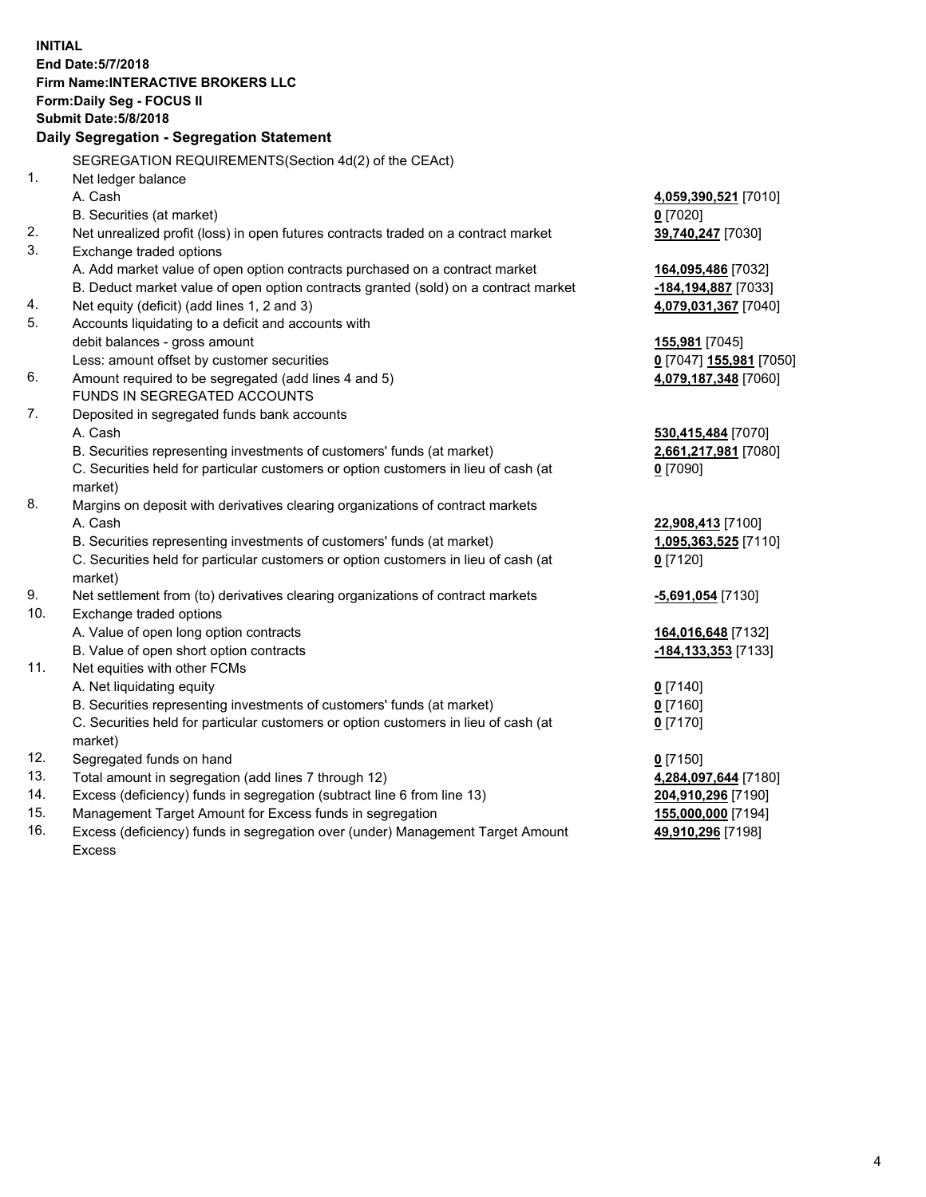**INITIAL**
**End Date:5/7/2018**
**Firm Name:INTERACTIVE BROKERS LLC**
**Form:Daily Seg - FOCUS II**
**Submit Date:5/8/2018**

**Daily Segregation - Segregation Statement**

SEGREGATION REQUIREMENTS(Section 4d(2) of the CEAct)

| | | |
|---|---|---|
| 1. | Net ledger balance | |
| | A. Cash | **4,059,390,521** [7010] |
| | B. Securities (at market) | **0** [7020] |
| 2. | Net unrealized profit (loss) in open futures contracts traded on a contract market | **39,740,247** [7030] |
| 3. | Exchange traded options | |
| | A. Add market value of open option contracts purchased on a contract market | **164,095,486** [7032] |
| | B. Deduct market value of open option contracts granted (sold) on a contract market | **-184,194,887** [7033] |
| 4. | Net equity (deficit) (add lines 1, 2 and 3) | **4,079,031,367** [7040] |
| 5. | Accounts liquidating to a deficit and accounts with | |
| | debit balances - gross amount | **155,981** [7045] |
| | Less: amount offset by customer securities | **0** [7047] **155,981** [7050] |
| 6. | Amount required to be segregated (add lines 4 and 5) | **4,079,187,348** [7060] |
| | FUNDS IN SEGREGATED ACCOUNTS | |
| 7. | Deposited in segregated funds bank accounts | |
| | A. Cash | **530,415,484** [7070] |
| | B. Securities representing investments of customers' funds (at market) | **2,661,217,981** [7080] |
| | C. Securities held for particular customers or option customers in lieu of cash (at market) | **0** [7090] |
| 8. | Margins on deposit with derivatives clearing organizations of contract markets | |
| | A. Cash | **22,908,413** [7100] |
| | B. Securities representing investments of customers' funds (at market) | **1,095,363,525** [7110] |
| | C. Securities held for particular customers or option customers in lieu of cash (at market) | **0** [7120] |
| 9. | Net settlement from (to) derivatives clearing organizations of contract markets | **-5,691,054** [7130] |
| 10. | Exchange traded options | |
| | A. Value of open long option contracts | **164,016,648** [7132] |
| | B. Value of open short option contracts | **-184,133,353** [7133] |
| 11. | Net equities with other FCMs | |
| | A. Net liquidating equity | **0** [7140] |
| | B. Securities representing investments of customers' funds (at market) | **0** [7160] |
| | C. Securities held for particular customers or option customers in lieu of cash (at market) | **0** [7170] |
| 12. | Segregated funds on hand | **0** [7150] |
| 13. | Total amount in segregation (add lines 7 through 12) | **4,284,097,644** [7180] |
| 14. | Excess (deficiency) funds in segregation (subtract line 6 from line 13) | **204,910,296** [7190] |
| 15. | Management Target Amount for Excess funds in segregation | **155,000,000** [7194] |
| 16. | Excess (deficiency) funds in segregation over (under) Management Target Amount Excess | **49,910,296** [7198] |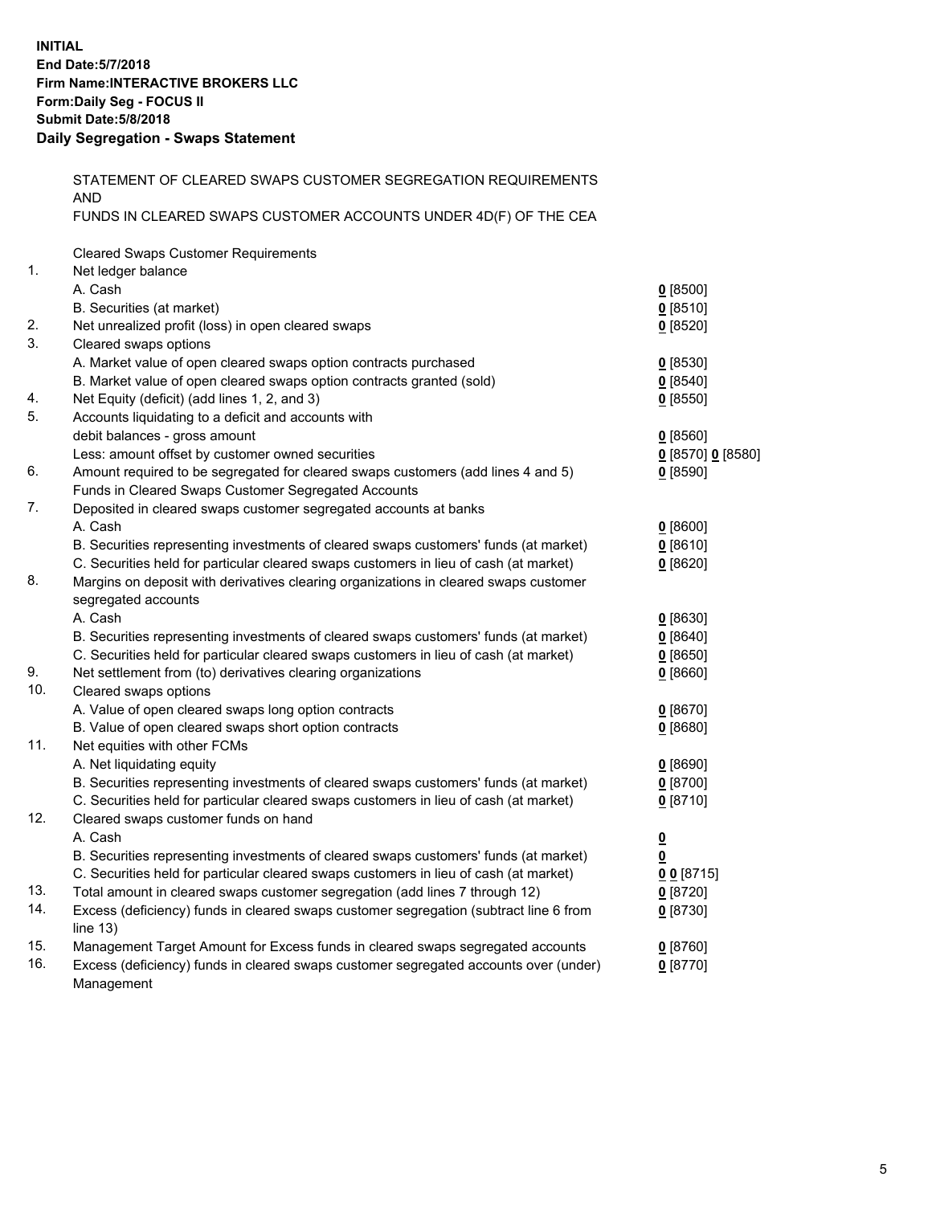**INITIAL**
**End Date:5/7/2018**
**Firm Name:INTERACTIVE BROKERS LLC**
**Form:Daily Seg - FOCUS II**
**Submit Date:5/8/2018**
**Daily Segregation - Swaps Statement**

STATEMENT OF CLEARED SWAPS CUSTOMER SEGREGATION REQUIREMENTS AND FUNDS IN CLEARED SWAPS CUSTOMER ACCOUNTS UNDER 4D(F) OF THE CEA

| | | |
|---|---|---|
| | Cleared Swaps Customer Requirements | |
| 1. | Net ledger balance | |
| | A. Cash | 0 [8500] |
| | B. Securities (at market) | 0 [8510] |
| 2. | Net unrealized profit (loss) in open cleared swaps | 0 [8520] |
| 3. | Cleared swaps options | |
| | A. Market value of open cleared swaps option contracts purchased | 0 [8530] |
| | B. Market value of open cleared swaps option contracts granted (sold) | 0 [8540] |
| 4. | Net Equity (deficit) (add lines 1, 2, and 3) | 0 [8550] |
| 5. | Accounts liquidating to a deficit and accounts with debit balances - gross amount | 0 [8560] |
| | Less: amount offset by customer owned securities | 0 [8570] 0 [8580] |
| 6. | Amount required to be segregated for cleared swaps customers (add lines 4 and 5) | 0 [8590] |
| | Funds in Cleared Swaps Customer Segregated Accounts | |
| 7. | Deposited in cleared swaps customer segregated accounts at banks | |
| | A. Cash | 0 [8600] |
| | B. Securities representing investments of cleared swaps customers' funds (at market) | 0 [8610] |
| | C. Securities held for particular cleared swaps customers in lieu of cash (at market) | 0 [8620] |
| 8. | Margins on deposit with derivatives clearing organizations in cleared swaps customer segregated accounts | |
| | A. Cash | 0 [8630] |
| | B. Securities representing investments of cleared swaps customers' funds (at market) | 0 [8640] |
| | C. Securities held for particular cleared swaps customers in lieu of cash (at market) | 0 [8650] |
| 9. | Net settlement from (to) derivatives clearing organizations | 0 [8660] |
| 10. | Cleared swaps options | |
| | A. Value of open cleared swaps long option contracts | 0 [8670] |
| | B. Value of open cleared swaps short option contracts | 0 [8680] |
| 11. | Net equities with other FCMs | |
| | A. Net liquidating equity | 0 [8690] |
| | B. Securities representing investments of cleared swaps customers' funds (at market) | 0 [8700] |
| | C. Securities held for particular cleared swaps customers in lieu of cash (at market) | 0 [8710] |
| 12. | Cleared swaps customer funds on hand | |
| | A. Cash | 0 |
| | B. Securities representing investments of cleared swaps customers' funds (at market) | 0 |
| | C. Securities held for particular cleared swaps customers in lieu of cash (at market) | 0 0 [8715] |
| 13. | Total amount in cleared swaps customer segregation (add lines 7 through 12) | 0 [8720] |
| 14. | Excess (deficiency) funds in cleared swaps customer segregation (subtract line 6 from line 13) | 0 [8730] |
| 15. | Management Target Amount for Excess funds in cleared swaps segregated accounts | 0 [8760] |
| 16. | Excess (deficiency) funds in cleared swaps customer segregated accounts over (under) Management | 0 [8770] |